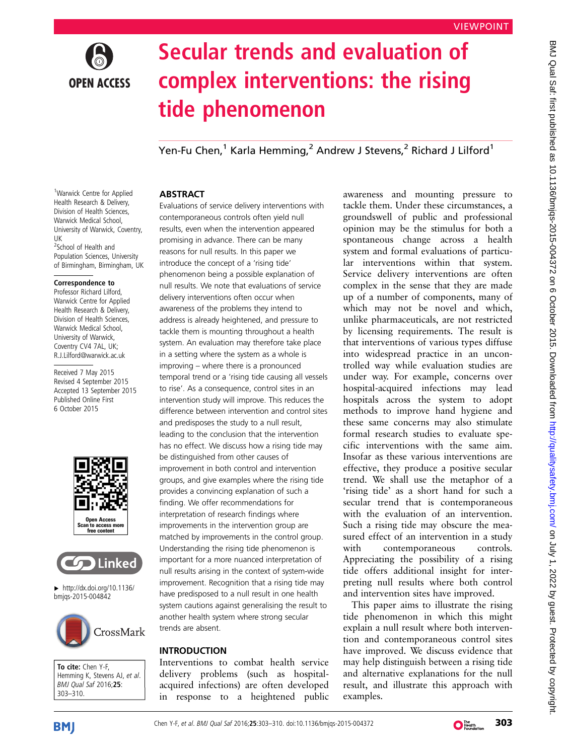VIEWPOINT

# Secular trends and evaluation of complex interventions: the rising tide phenomenon

Yen-Fu Chen,[1] Karla Hemming,[2] Andrew J Stevens,[2] Richard J Lilford[1]

[1]Warwick Centre for Applied Health Research & Delivery, Division of Health Sciences, Warwick Medical School, University of Warwick, Coventry, UK
[2]School of Health and Population Sciences, University of Birmingham, Birmingham, UK

**Correspondence to**
Professor Richard Lilford, Warwick Centre for Applied Health Research & Delivery, Division of Health Sciences, Warwick Medical School, University of Warwick, Coventry CV4 7AL, UK; R.J.Lilford@warwick.ac.uk

Received 7 May 2015
Revised 4 September 2015
Accepted 13 September 2015
Published Online First 6 October 2015

▸ http://dx.doi.org/10.1136/bmjqs-2015-004842

**To cite:** Chen Y-F, Hemming K, Stevens AJ, *et al*. *BMJ Qual Saf* 2016;**25**:303–310.

## ABSTRACT

Evaluations of service delivery interventions with contemporaneous controls often yield null results, even when the intervention appeared promising in advance. There can be many reasons for null results. In this paper we introduce the concept of a 'rising tide' phenomenon being a possible explanation of null results. We note that evaluations of service delivery interventions often occur when awareness of the problems they intend to address is already heightened, and pressure to tackle them is mounting throughout a health system. An evaluation may therefore take place in a setting where the system as a whole is improving – where there is a pronounced temporal trend or a 'rising tide causing all vessels to rise'. As a consequence, control sites in an intervention study will improve. This reduces the difference between intervention and control sites and predisposes the study to a null result, leading to the conclusion that the intervention has no effect. We discuss how a rising tide may be distinguished from other causes of improvement in both control and intervention groups, and give examples where the rising tide provides a convincing explanation of such a finding. We offer recommendations for interpretation of research findings where improvements in the intervention group are matched by improvements in the control group. Understanding the rising tide phenomenon is important for a more nuanced interpretation of null results arising in the context of system-wide improvement. Recognition that a rising tide may have predisposed to a null result in one health system cautions against generalising the result to another health system where strong secular trends are absent.

## INTRODUCTION

Interventions to combat health service delivery problems (such as hospital-acquired infections) are often developed in response to a heightened public awareness and mounting pressure to tackle them. Under these circumstances, a groundswell of public and professional opinion may be the stimulus for both a spontaneous change across a health system and formal evaluations of particular interventions within that system. Service delivery interventions are often complex in the sense that they are made up of a number of components, many of which may not be novel and which, unlike pharmaceuticals, are not restricted by licensing requirements. The result is that interventions of various types diffuse into widespread practice in an uncontrolled way while evaluation studies are under way. For example, concerns over hospital-acquired infections may lead hospitals across the system to adopt methods to improve hand hygiene and these same concerns may also stimulate formal research studies to evaluate specific interventions with the same aim. Insofar as these various interventions are effective, they produce a positive secular trend. We shall use the metaphor of a 'rising tide' as a short hand for such a secular trend that is contemporaneous with the evaluation of an intervention. Such a rising tide may obscure the measured effect of an intervention in a study with contemporaneous controls. Appreciating the possibility of a rising tide offers additional insight for interpreting null results where both control and intervention sites have improved.

This paper aims to illustrate the rising tide phenomenon in which this might explain a null result where both intervention and contemporaneous control sites have improved. We discuss evidence that may help distinguish between a rising tide and alternative explanations for the null result, and illustrate this approach with examples.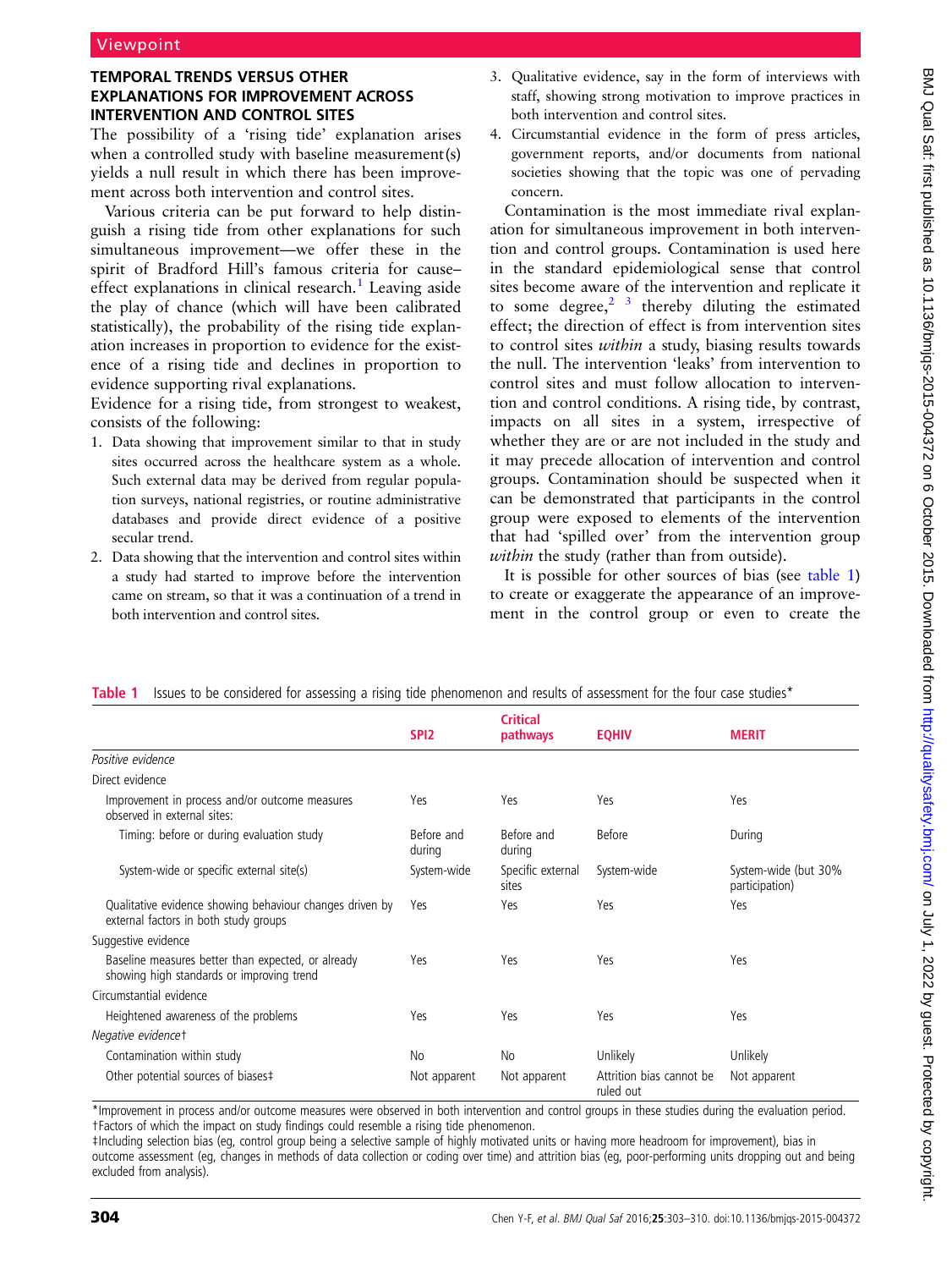## TEMPORAL TRENDS VERSUS OTHER EXPLANATIONS FOR IMPROVEMENT ACROSS INTERVENTION AND CONTROL SITES

The possibility of a 'rising tide' explanation arises when a controlled study with baseline measurement(s) yields a null result in which there has been improvement across both intervention and control sites.

Various criteria can be put forward to help distinguish a rising tide from other explanations for such simultaneous improvement—we offer these in the spirit of Bradford Hill's famous criteria for cause–effect explanations in clinical research.[1] Leaving aside the play of chance (which will have been calibrated statistically), the probability of the rising tide explanation increases in proportion to evidence for the existence of a rising tide and declines in proportion to evidence supporting rival explanations.

Evidence for a rising tide, from strongest to weakest, consists of the following:

1. Data showing that improvement similar to that in study sites occurred across the healthcare system as a whole. Such external data may be derived from regular population surveys, national registries, or routine administrative databases and provide direct evidence of a positive secular trend.
2. Data showing that the intervention and control sites within a study had started to improve before the intervention came on stream, so that it was a continuation of a trend in both intervention and control sites.
3. Qualitative evidence, say in the form of interviews with staff, showing strong motivation to improve practices in both intervention and control sites.
4. Circumstantial evidence in the form of press articles, government reports, and/or documents from national societies showing that the topic was one of pervading concern.

Contamination is the most immediate rival explanation for simultaneous improvement in both intervention and control groups. Contamination is used here in the standard epidemiological sense that control sites become aware of the intervention and replicate it to some degree,[2,3] thereby diluting the estimated effect; the direction of effect is from intervention sites to control sites *within* a study, biasing results towards the null. The intervention 'leaks' from intervention to control sites and must follow allocation to intervention and control conditions. A rising tide, by contrast, impacts on all sites in a system, irrespective of whether they are or are not included in the study and it may precede allocation of intervention and control groups. Contamination should be suspected when it can be demonstrated that participants in the control group were exposed to elements of the intervention that had 'spilled over' from the intervention group *within* the study (rather than from outside).

It is possible for other sources of bias (see table 1) to create or exaggerate the appearance of an improvement in the control group or even to create the

**Table 1** Issues to be considered for assessing a rising tide phenomenon and results of assessment for the four case studies*

| | SPI2 | Critical pathways | EQHIV | MERIT |
|---|---|---|---|---|
| *Positive evidence* | | | | |
| Direct evidence | | | | |
| Improvement in process and/or outcome measures observed in external sites: | Yes | Yes | Yes | Yes |
| Timing: before or during evaluation study | Before and during | Before and during | Before | During |
| System-wide or specific external site(s) | System-wide | Specific external sites | System-wide | System-wide (but 30% participation) |
| Qualitative evidence showing behaviour changes driven by external factors in both study groups | Yes | Yes | Yes | Yes |
| Suggestive evidence | | | | |
| Baseline measures better than expected, or already showing high standards or improving trend | Yes | Yes | Yes | Yes |
| Circumstantial evidence | | | | |
| Heightened awareness of the problems | Yes | Yes | Yes | Yes |
| *Negative evidence*† | | | | |
| Contamination within study | No | No | Unlikely | Unlikely |
| Other potential sources of biases‡ | Not apparent | Not apparent | Attrition bias cannot be ruled out | Not apparent |

*Improvement in process and/or outcome measures were observed in both intervention and control groups in these studies during the evaluation period.
†Factors of which the impact on study findings could resemble a rising tide phenomenon.
‡Including selection bias (eg, control group being a selective sample of highly motivated units or having more headroom for improvement), bias in outcome assessment (eg, changes in methods of data collection or coding over time) and attrition bias (eg, poor-performing units dropping out and being excluded from analysis).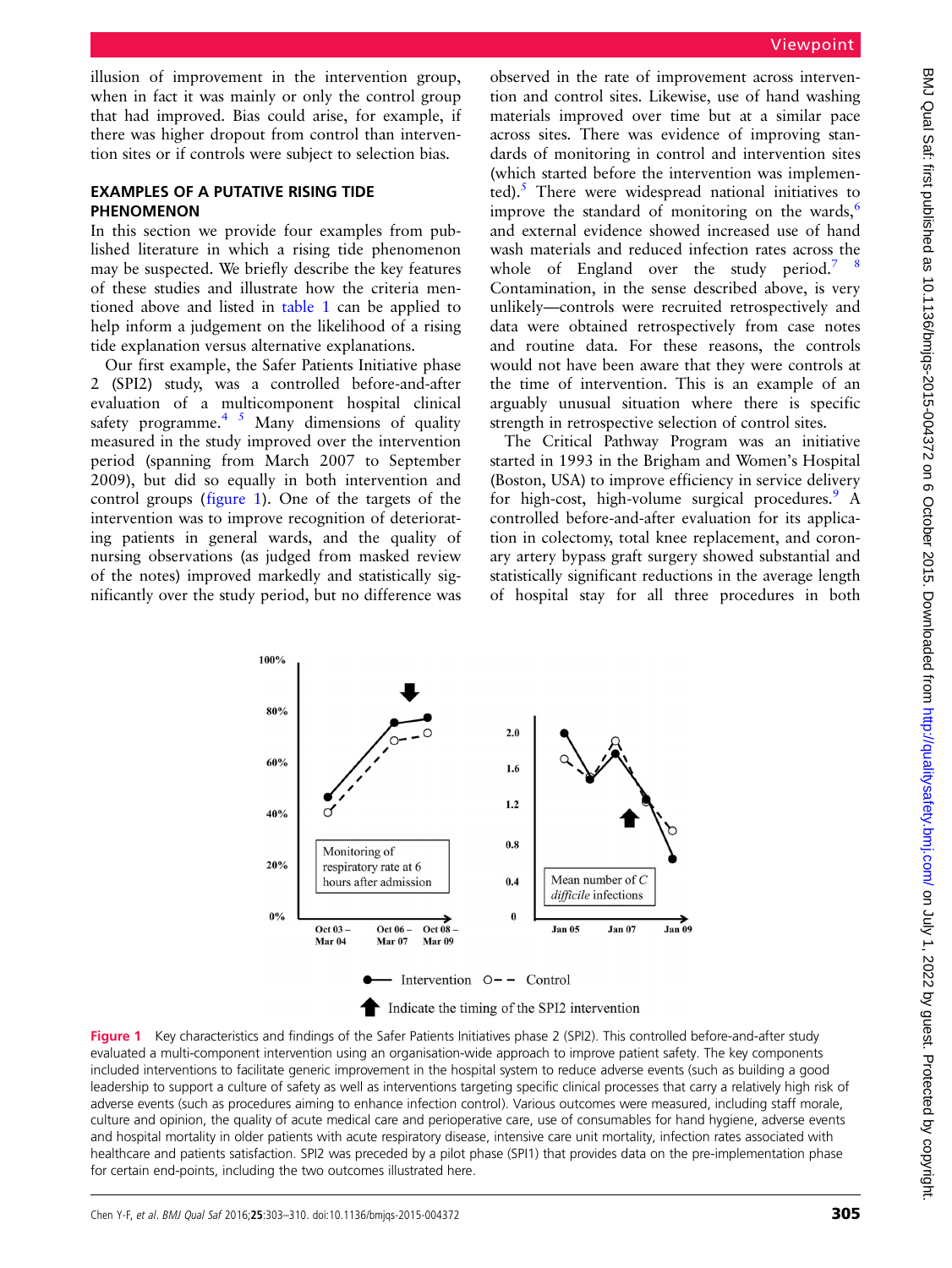illusion of improvement in the intervention group, when in fact it was mainly or only the control group that had improved. Bias could arise, for example, if there was higher dropout from control than intervention sites or if controls were subject to selection bias.

## EXAMPLES OF A PUTATIVE RISING TIDE PHENOMENON

In this section we provide four examples from published literature in which a rising tide phenomenon may be suspected. We briefly describe the key features of these studies and illustrate how the criteria mentioned above and listed in table 1 can be applied to help inform a judgement on the likelihood of a rising tide explanation versus alternative explanations.

Our first example, the Safer Patients Initiative phase 2 (SPI2) study, was a controlled before-and-after evaluation of a multicomponent hospital clinical safety programme.[4 5] Many dimensions of quality measured in the study improved over the intervention period (spanning from March 2007 to September 2009), but did so equally in both intervention and control groups (figure 1). One of the targets of the intervention was to improve recognition of deteriorating patients in general wards, and the quality of nursing observations (as judged from masked review of the notes) improved markedly and statistically significantly over the study period, but no difference was observed in the rate of improvement across intervention and control sites. Likewise, use of hand washing materials improved over time but at a similar pace across sites. There was evidence of improving standards of monitoring in control and intervention sites (which started before the intervention was implemented).[5] There were widespread national initiatives to improve the standard of monitoring on the wards,[6] and external evidence showed increased use of hand wash materials and reduced infection rates across the whole of England over the study period.[7 8] Contamination, in the sense described above, is very unlikely—controls were recruited retrospectively and data were obtained retrospectively from case notes and routine data. For these reasons, the controls would not have been aware that they were controls at the time of intervention. This is an example of an arguably unusual situation where there is specific strength in retrospective selection of control sites.

The Critical Pathway Program was an initiative started in 1993 in the Brigham and Women's Hospital (Boston, USA) to improve efficiency in service delivery for high-cost, high-volume surgical procedures.[9] A controlled before-and-after evaluation for its application in colectomy, total knee replacement, and coronary artery bypass graft surgery showed substantial and statistically significant reductions in the average length of hospital stay for all three procedures in both

**Figure 1** Key characteristics and findings of the Safer Patients Initiatives phase 2 (SPI2). This controlled before-and-after study evaluated a multi-component intervention using an organisation-wide approach to improve patient safety. The key components included interventions to facilitate generic improvement in the hospital system to reduce adverse events (such as building a good leadership to support a culture of safety as well as interventions targeting specific clinical processes that carry a relatively high risk of adverse events (such as procedures aiming to enhance infection control). Various outcomes were measured, including staff morale, culture and opinion, the quality of acute medical care and perioperative care, use of consumables for hand hygiene, adverse events and hospital mortality in older patients with acute respiratory disease, intensive care unit mortality, infection rates associated with healthcare and patients satisfaction. SPI2 was preceded by a pilot phase (SPI1) that provides data on the pre-implementation phase for certain end-points, including the two outcomes illustrated here.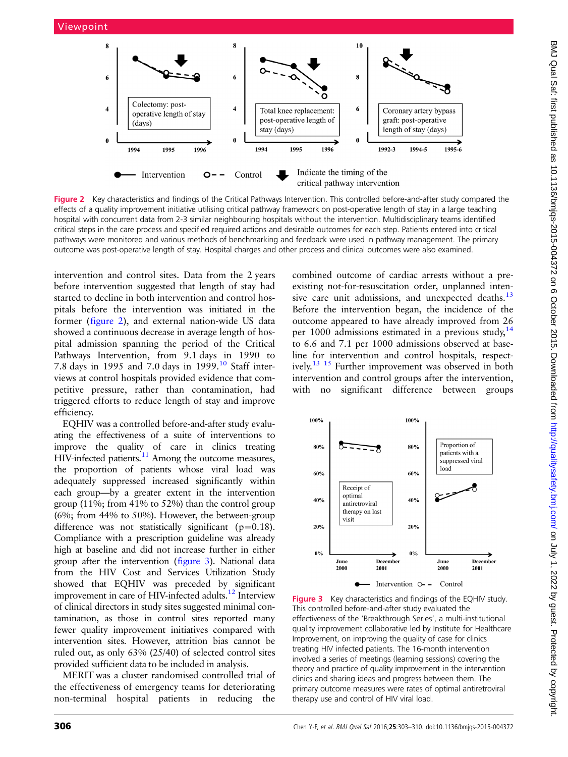Figure 2 Key characteristics and findings of the Critical Pathways Intervention. This controlled before-and-after study compared the effects of a quality improvement initiative utilising critical pathway framework on post-operative length of stay in a large teaching hospital with concurrent data from 2-3 similar neighbouring hospitals without the intervention. Multidisciplinary teams identified critical steps in the care process and specified required actions and desirable outcomes for each step. Patients entered into critical pathways were monitored and various methods of benchmarking and feedback were used in pathway management. The primary outcome was post-operative length of stay. Hospital charges and other process and clinical outcomes were also examined.

intervention and control sites. Data from the 2 years before intervention suggested that length of stay had started to decline in both intervention and control hospitals before the intervention was initiated in the former (figure 2), and external nation-wide US data showed a continuous decrease in average length of hospital admission spanning the period of the Critical Pathways Intervention, from 9.1 days in 1990 to 7.8 days in 1995 and 7.0 days in 1999.[10] Staff interviews at control hospitals provided evidence that competitive pressure, rather than contamination, had triggered efforts to reduce length of stay and improve efficiency.

EQHIV was a controlled before-and-after study evaluating the effectiveness of a suite of interventions to improve the quality of care in clinics treating HIV-infected patients.[11] Among the outcome measures, the proportion of patients whose viral load was adequately suppressed increased significantly within each group—by a greater extent in the intervention group (11%; from 41% to 52%) than the control group (6%; from 44% to 50%). However, the between-group difference was not statistically significant (p=0.18). Compliance with a prescription guideline was already high at baseline and did not increase further in either group after the intervention (figure 3). National data from the HIV Cost and Services Utilization Study showed that EQHIV was preceded by significant improvement in care of HIV-infected adults.[12] Interview of clinical directors in study sites suggested minimal contamination, as those in control sites reported many fewer quality improvement initiatives compared with intervention sites. However, attrition bias cannot be ruled out, as only 63% (25/40) of selected control sites provided sufficient data to be included in analysis.

MERIT was a cluster randomised controlled trial of the effectiveness of emergency teams for deteriorating non-terminal hospital patients in reducing the combined outcome of cardiac arrests without a pre-existing not-for-resuscitation order, unplanned intensive care unit admissions, and unexpected deaths.[13] Before the intervention began, the incidence of the outcome appeared to have already improved from 26 per 1000 admissions estimated in a previous study,[14] to 6.6 and 7.1 per 1000 admissions observed at baseline for intervention and control hospitals, respectively.[13,15] Further improvement was observed in both intervention and control groups after the intervention, with no significant difference between groups

Figure 3 Key characteristics and findings of the EQHIV study. This controlled before-and-after study evaluated the effectiveness of the 'Breakthrough Series', a multi-institutional quality improvement collaborative led by Institute for Healthcare Improvement, on improving the quality of case for clinics treating HIV infected patients. The 16-month intervention involved a series of meetings (learning sessions) covering the theory and practice of quality improvement in the intervention clinics and sharing ideas and progress between them. The primary outcome measures were rates of optimal antiretroviral therapy use and control of HIV viral load.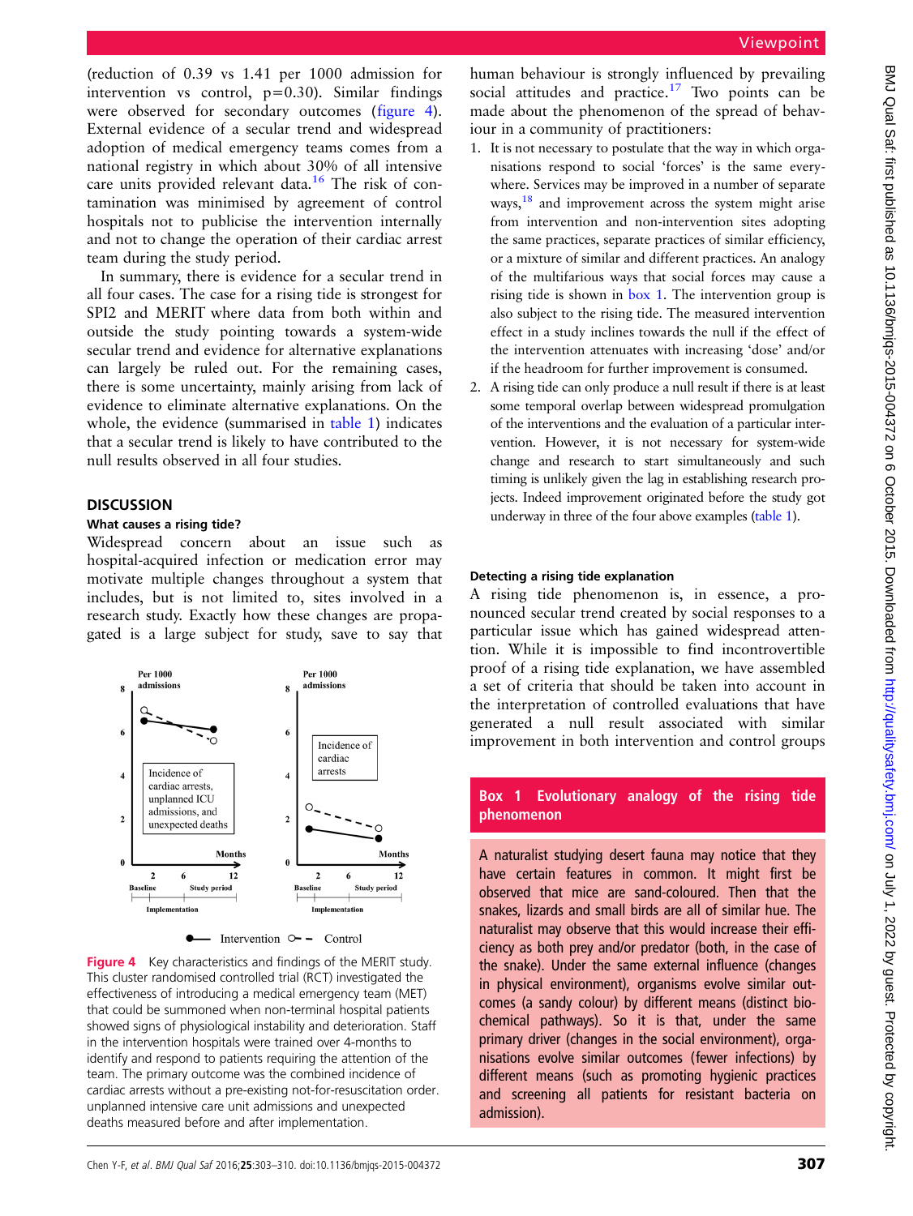(reduction of 0.39 vs 1.41 per 1000 admission for intervention vs control, p=0.30). Similar findings were observed for secondary outcomes (figure 4). External evidence of a secular trend and widespread adoption of medical emergency teams comes from a national registry in which about 30% of all intensive care units provided relevant data.[16] The risk of contamination was minimised by agreement of control hospitals not to publicise the intervention internally and not to change the operation of their cardiac arrest team during the study period.

In summary, there is evidence for a secular trend in all four cases. The case for a rising tide is strongest for SPI2 and MERIT where data from both within and outside the study pointing towards a system-wide secular trend and evidence for alternative explanations can largely be ruled out. For the remaining cases, there is some uncertainty, mainly arising from lack of evidence to eliminate alternative explanations. On the whole, the evidence (summarised in table 1) indicates that a secular trend is likely to have contributed to the null results observed in all four studies.

## DISCUSSION

### What causes a rising tide?

Widespread concern about an issue such as hospital-acquired infection or medication error may motivate multiple changes throughout a system that includes, but is not limited to, sites involved in a research study. Exactly how these changes are propagated is a large subject for study, save to say that human behaviour is strongly influenced by prevailing social attitudes and practice.[17] Two points can be made about the phenomenon of the spread of behaviour in a community of practitioners:

1. It is not necessary to postulate that the way in which organisations respond to social 'forces' is the same everywhere. Services may be improved in a number of separate ways,[18] and improvement across the system might arise from intervention and non-intervention sites adopting the same practices, separate practices of similar efficiency, or a mixture of similar and different practices. An analogy of the multifarious ways that social forces may cause a rising tide is shown in box 1. The intervention group is also subject to the rising tide. The measured intervention effect in a study inclines towards the null if the effect of the intervention attenuates with increasing 'dose' and/or if the headroom for further improvement is consumed.
2. A rising tide can only produce a null result if there is at least some temporal overlap between widespread promulgation of the interventions and the evaluation of a particular intervention. However, it is not necessary for system-wide change and research to start simultaneously and such timing is unlikely given the lag in establishing research projects. Indeed improvement originated before the study got underway in three of the four above examples (table 1).

Figure 4 Key characteristics and findings of the MERIT study. This cluster randomised controlled trial (RCT) investigated the effectiveness of introducing a medical emergency team (MET) that could be summoned when non-terminal hospital patients showed signs of physiological instability and deterioration. Staff in the intervention hospitals were trained over 4-months to identify and respond to patients requiring the attention of the team. The primary outcome was the combined incidence of cardiac arrests without a pre-existing not-for-resuscitation order. unplanned intensive care unit admissions and unexpected deaths measured before and after implementation.

### Detecting a rising tide explanation

A rising tide phenomenon is, in essence, a pronounced secular trend created by social responses to a particular issue which has gained widespread attention. While it is impossible to find incontrovertible proof of a rising tide explanation, we have assembled a set of criteria that should be taken into account in the interpretation of controlled evaluations that have generated a null result associated with similar improvement in both intervention and control groups

**Box 1 Evolutionary analogy of the rising tide phenomenon**

A naturalist studying desert fauna may notice that they have certain features in common. It might first be observed that mice are sand-coloured. Then that the snakes, lizards and small birds are all of similar hue. The naturalist may observe that this would increase their efficiency as both prey and/or predator (both, in the case of the snake). Under the same external influence (changes in physical environment), organisms evolve similar outcomes (a sandy colour) by different means (distinct biochemical pathways). So it is that, under the same primary driver (changes in the social environment), organisations evolve similar outcomes (fewer infections) by different means (such as promoting hygienic practices and screening all patients for resistant bacteria on admission).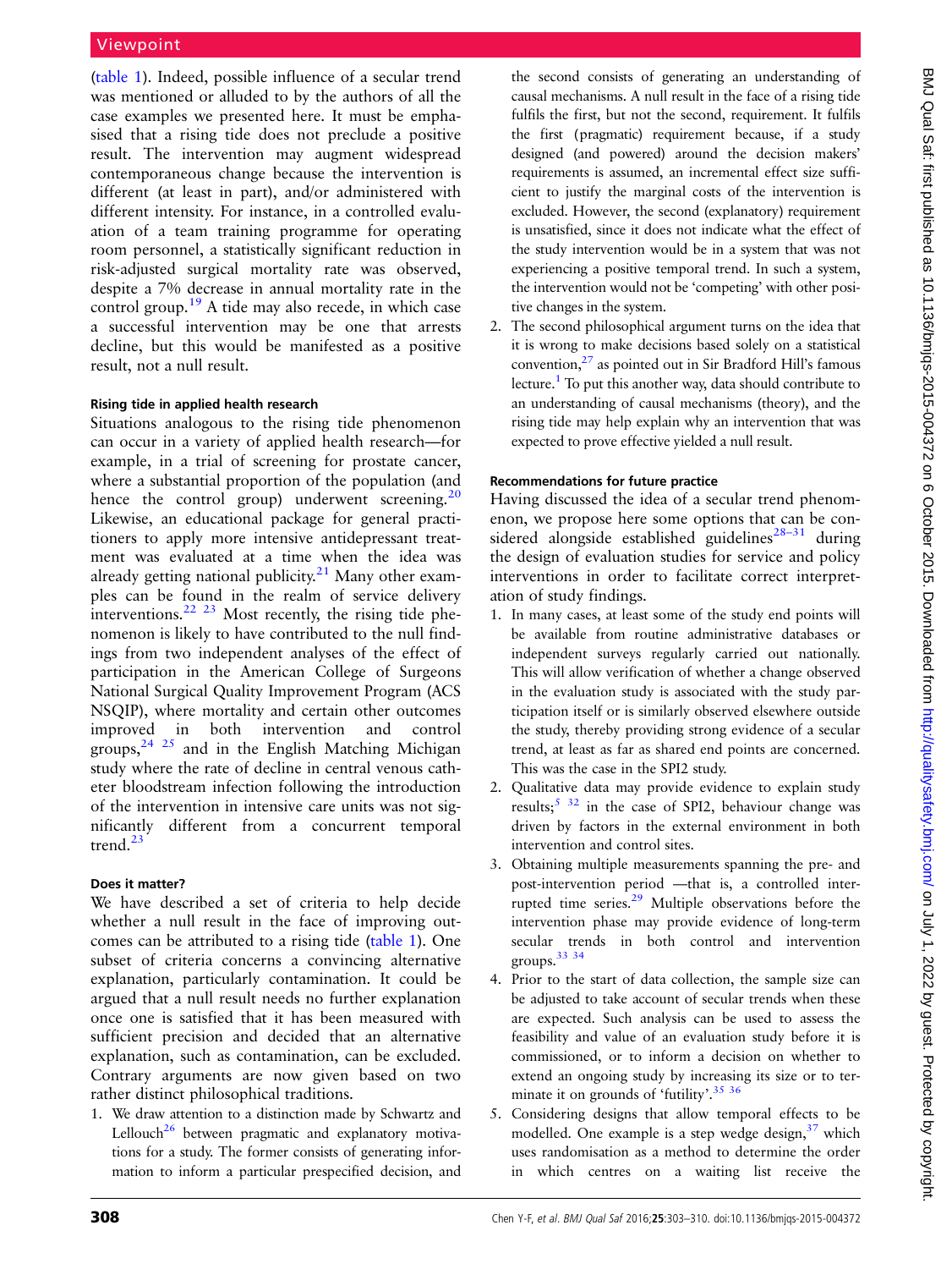(table 1). Indeed, possible influence of a secular trend was mentioned or alluded to by the authors of all the case examples we presented here. It must be emphasised that a rising tide does not preclude a positive result. The intervention may augment widespread contemporaneous change because the intervention is different (at least in part), and/or administered with different intensity. For instance, in a controlled evaluation of a team training programme for operating room personnel, a statistically significant reduction in risk-adjusted surgical mortality rate was observed, despite a 7% decrease in annual mortality rate in the control group.[19] A tide may also recede, in which case a successful intervention may be one that arrests decline, but this would be manifested as a positive result, not a null result.

#### Rising tide in applied health research

Situations analogous to the rising tide phenomenon can occur in a variety of applied health research—for example, in a trial of screening for prostate cancer, where a substantial proportion of the population (and hence the control group) underwent screening.[20] Likewise, an educational package for general practitioners to apply more intensive antidepressant treatment was evaluated at a time when the idea was already getting national publicity.[21] Many other examples can be found in the realm of service delivery interventions.[22 23] Most recently, the rising tide phenomenon is likely to have contributed to the null findings from two independent analyses of the effect of participation in the American College of Surgeons National Surgical Quality Improvement Program (ACS NSQIP), where mortality and certain other outcomes improved in both intervention and control groups,[24 25] and in the English Matching Michigan study where the rate of decline in central venous catheter bloodstream infection following the introduction of the intervention in intensive care units was not significantly different from a concurrent temporal trend.[23]

#### Does it matter?

We have described a set of criteria to help decide whether a null result in the face of improving outcomes can be attributed to a rising tide (table 1). One subset of criteria concerns a convincing alternative explanation, particularly contamination. It could be argued that a null result needs no further explanation once one is satisfied that it has been measured with sufficient precision and decided that an alternative explanation, such as contamination, can be excluded. Contrary arguments are now given based on two rather distinct philosophical traditions.

1. We draw attention to a distinction made by Schwartz and Lellouch[26] between pragmatic and explanatory motivations for a study. The former consists of generating information to inform a particular prespecified decision, and the second consists of generating an understanding of causal mechanisms. A null result in the face of a rising tide fulfils the first, but not the second, requirement. It fulfils the first (pragmatic) requirement because, if a study designed (and powered) around the decision makers' requirements is assumed, an incremental effect size sufficient to justify the marginal costs of the intervention is excluded. However, the second (explanatory) requirement is unsatisfied, since it does not indicate what the effect of the study intervention would be in a system that was not experiencing a positive temporal trend. In such a system, the intervention would not be 'competing' with other positive changes in the system.
2. The second philosophical argument turns on the idea that it is wrong to make decisions based solely on a statistical convention,[27] as pointed out in Sir Bradford Hill's famous lecture.[1] To put this another way, data should contribute to an understanding of causal mechanisms (theory), and the rising tide may help explain why an intervention that was expected to prove effective yielded a null result.

#### Recommendations for future practice

Having discussed the idea of a secular trend phenomenon, we propose here some options that can be considered alongside established guidelines[28–31] during the design of evaluation studies for service and policy interventions in order to facilitate correct interpretation of study findings.

1. In many cases, at least some of the study end points will be available from routine administrative databases or independent surveys regularly carried out nationally. This will allow verification of whether a change observed in the evaluation study is associated with the study participation itself or is similarly observed elsewhere outside the study, thereby providing strong evidence of a secular trend, at least as far as shared end points are concerned. This was the case in the SPI2 study.
2. Qualitative data may provide evidence to explain study results;[5 32] in the case of SPI2, behaviour change was driven by factors in the external environment in both intervention and control sites.
3. Obtaining multiple measurements spanning the pre- and post-intervention period —that is, a controlled interrupted time series.[29] Multiple observations before the intervention phase may provide evidence of long-term secular trends in both control and intervention groups.[33 34]
4. Prior to the start of data collection, the sample size can be adjusted to take account of secular trends when these are expected. Such analysis can be used to assess the feasibility and value of an evaluation study before it is commissioned, or to inform a decision on whether to extend an ongoing study by increasing its size or to terminate it on grounds of 'futility'.[35 36]
5. Considering designs that allow temporal effects to be modelled. One example is a step wedge design,[37] which uses randomisation as a method to determine the order in which centres on a waiting list receive the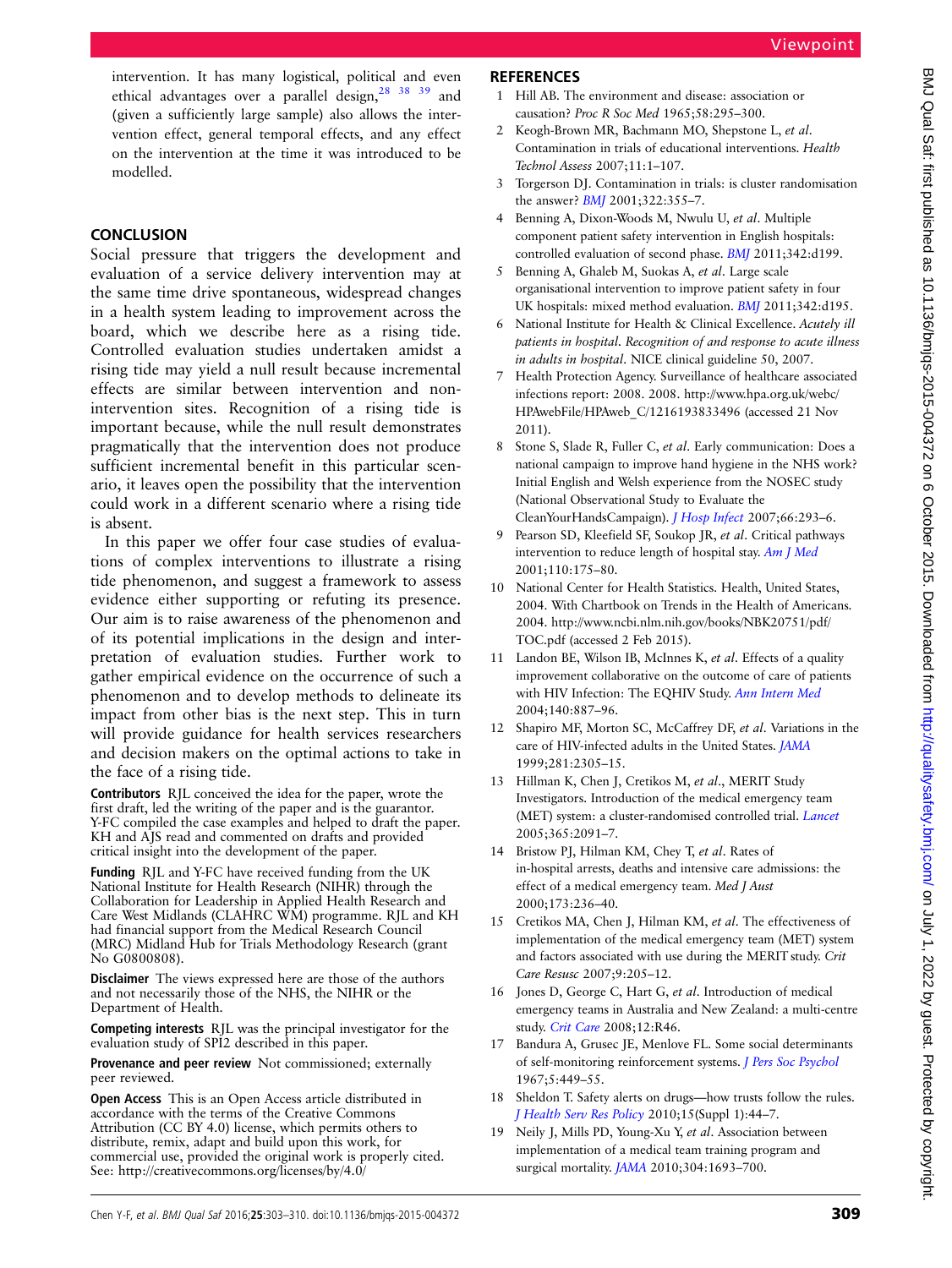intervention. It has many logistical, political and even ethical advantages over a parallel design,[28 38 39] and (given a sufficiently large sample) also allows the intervention effect, general temporal effects, and any effect on the intervention at the time it was introduced to be modelled.

## CONCLUSION

Social pressure that triggers the development and evaluation of a service delivery intervention may at the same time drive spontaneous, widespread changes in a health system leading to improvement across the board, which we describe here as a rising tide. Controlled evaluation studies undertaken amidst a rising tide may yield a null result because incremental effects are similar between intervention and non-intervention sites. Recognition of a rising tide is important because, while the null result demonstrates pragmatically that the intervention does not produce sufficient incremental benefit in this particular scenario, it leaves open the possibility that the intervention could work in a different scenario where a rising tide is absent.

In this paper we offer four case studies of evaluations of complex interventions to illustrate a rising tide phenomenon, and suggest a framework to assess evidence either supporting or refuting its presence. Our aim is to raise awareness of the phenomenon and of its potential implications in the design and interpretation of evaluation studies. Further work to gather empirical evidence on the occurrence of such a phenomenon and to develop methods to delineate its impact from other bias is the next step. This in turn will provide guidance for health services researchers and decision makers on the optimal actions to take in the face of a rising tide.

**Contributors** RJL conceived the idea for the paper, wrote the first draft, led the writing of the paper and is the guarantor. Y-FC compiled the case examples and helped to draft the paper. KH and AJS read and commented on drafts and provided critical insight into the development of the paper.

**Funding** RJL and Y-FC have received funding from the UK National Institute for Health Research (NIHR) through the Collaboration for Leadership in Applied Health Research and Care West Midlands (CLAHRC WM) programme. RJL and KH had financial support from the Medical Research Council (MRC) Midland Hub for Trials Methodology Research (grant No G0800808).

**Disclaimer** The views expressed here are those of the authors and not necessarily those of the NHS, the NIHR or the Department of Health.

**Competing interests** RJL was the principal investigator for the evaluation study of SPI2 described in this paper.

**Provenance and peer review** Not commissioned; externally peer reviewed.

**Open Access** This is an Open Access article distributed in accordance with the terms of the Creative Commons Attribution (CC BY 4.0) license, which permits others to distribute, remix, adapt and build upon this work, for commercial use, provided the original work is properly cited. See: http://creativecommons.org/licenses/by/4.0/

## REFERENCES

1. Hill AB. The environment and disease: association or causation? *Proc R Soc Med* 1965;58:295–300.
2. Keogh-Brown MR, Bachmann MO, Shepstone L, *et al*. Contamination in trials of educational interventions. *Health Technol Assess* 2007;11:1–107.
3. Torgerson DJ. Contamination in trials: is cluster randomisation the answer? *BMJ* 2001;322:355–7.
4. Benning A, Dixon-Woods M, Nwulu U, *et al*. Multiple component patient safety intervention in English hospitals: controlled evaluation of second phase. *BMJ* 2011;342:d199.
5. Benning A, Ghaleb M, Suokas A, *et al*. Large scale organisational intervention to improve patient safety in four UK hospitals: mixed method evaluation. *BMJ* 2011;342:d195.
6. National Institute for Health & Clinical Excellence. *Acutely ill patients in hospital. Recognition of and response to acute illness in adults in hospital*. NICE clinical guideline 50, 2007.
7. Health Protection Agency. Surveillance of healthcare associated infections report: 2008. 2008. http://www.hpa.org.uk/webc/HPAwebFile/HPAweb_C/1216193833496 (accessed 21 Nov 2011).
8. Stone S, Slade R, Fuller C, *et al*. Early communication: Does a national campaign to improve hand hygiene in the NHS work? Initial English and Welsh experience from the NOSEC study (National Observational Study to Evaluate the CleanYourHandsCampaign). *J Hosp Infect* 2007;66:293–6.
9. Pearson SD, Kleefield SF, Soukop JR, *et al*. Critical pathways intervention to reduce length of hospital stay. *Am J Med* 2001;110:175–80.
10. National Center for Health Statistics. Health, United States, 2004. With Chartbook on Trends in the Health of Americans. 2004. http://www.ncbi.nlm.nih.gov/books/NBK20751/pdf/TOC.pdf (accessed 2 Feb 2015).
11. Landon BE, Wilson IB, McInnes K, *et al*. Effects of a quality improvement collaborative on the outcome of care of patients with HIV Infection: The EQHIV Study. *Ann Intern Med* 2004;140:887–96.
12. Shapiro MF, Morton SC, McCaffrey DF, *et al*. Variations in the care of HIV-infected adults in the United States. *JAMA* 1999;281:2305–15.
13. Hillman K, Chen J, Cretikos M, *et al*., MERIT Study Investigators. Introduction of the medical emergency team (MET) system: a cluster-randomised controlled trial. *Lancet* 2005;365:2091–7.
14. Bristow PJ, Hilman KM, Chey T, *et al*. Rates of in-hospital arrests, deaths and intensive care admissions: the effect of a medical emergency team. *Med J Aust* 2000;173:236–40.
15. Cretikos MA, Chen J, Hilman KM, *et al*. The effectiveness of implementation of the medical emergency team (MET) system and factors associated with use during the MERIT study. *Crit Care Resusc* 2007;9:205–12.
16. Jones D, George C, Hart G, *et al*. Introduction of medical emergency teams in Australia and New Zealand: a multi-centre study. *Crit Care* 2008;12:R46.
17. Bandura A, Grusec JE, Menlove FL. Some social determinants of self-monitoring reinforcement systems. *J Pers Soc Psychol* 1967;5:449–55.
18. Sheldon T. Safety alerts on drugs—how trusts follow the rules. *J Health Serv Res Policy* 2010;15(Suppl 1):44–7.
19. Neily J, Mills PD, Young-Xu Y, *et al*. Association between implementation of a medical team training program and surgical mortality. *JAMA* 2010;304:1693–700.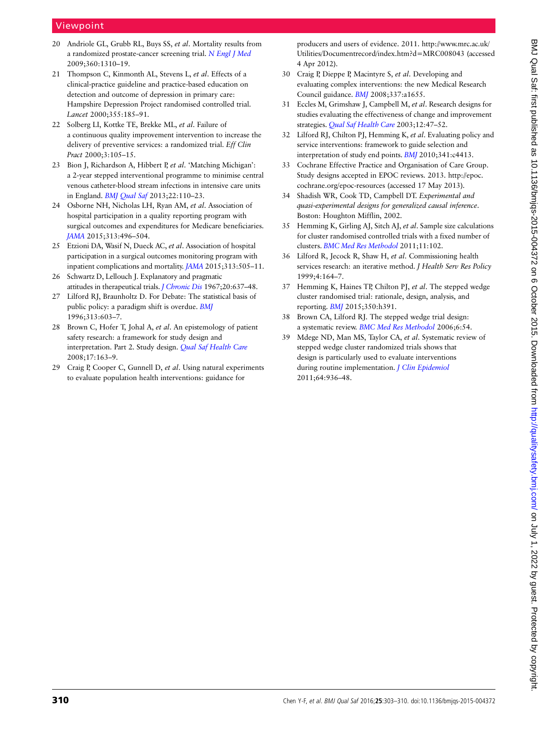20 Andriole GL, Grubb RL, Buys SS, *et al*. Mortality results from a randomized prostate-cancer screening trial. *N Engl J Med* 2009;360:1310–19.

21 Thompson C, Kinmonth AL, Stevens L, *et al*. Effects of a clinical-practice guideline and practice-based education on detection and outcome of depression in primary care: Hampshire Depression Project randomised controlled trial. *Lancet* 2000;355:185–91.

22 Solberg LI, Kottke TE, Brekke ML, *et al*. Failure of a continuous quality improvement intervention to increase the delivery of preventive services: a randomized trial. *Eff Clin Pract* 2000;3:105–15.

23 Bion J, Richardson A, Hibbert P, *et al*. 'Matching Michigan': a 2-year stepped interventional programme to minimise central venous catheter-blood stream infections in intensive care units in England. *BMJ Qual Saf* 2013;22:110–23.

24 Osborne NH, Nicholas LH, Ryan AM, *et al*. Association of hospital participation in a quality reporting program with surgical outcomes and expenditures for Medicare beneficiaries. *JAMA* 2015;313:496–504.

25 Etzioni DA, Wasif N, Dueck AC, *et al*. Association of hospital participation in a surgical outcomes monitoring program with inpatient complications and mortality. *JAMA* 2015;313:505–11.

26 Schwartz D, Lellouch J. Explanatory and pragmatic attitudes in therapeutical trials. *J Chronic Dis* 1967;20:637–48.

27 Lilford RJ, Braunholtz D. For Debate: The statistical basis of public policy: a paradigm shift is overdue. *BMJ* 1996;313:603–7.

28 Brown C, Hofer T, Johal A, *et al*. An epistemology of patient safety research: a framework for study design and interpretation. Part 2. Study design. *Qual Saf Health Care* 2008;17:163–9.

29 Craig P, Cooper C, Gunnell D, *et al*. Using natural experiments to evaluate population health interventions: guidance for producers and users of evidence. 2011. http://www.mrc.ac.uk/Utilities/Documentrecord/index.htm?d=MRC008043 (accessed 4 Apr 2012).

30 Craig P, Dieppe P, Macintyre S, *et al*. Developing and evaluating complex interventions: the new Medical Research Council guidance. *BMJ* 2008;337:a1655.

31 Eccles M, Grimshaw J, Campbell M, *et al*. Research designs for studies evaluating the effectiveness of change and improvement strategies. *Qual Saf Health Care* 2003;12:47–52.

32 Lilford RJ, Chilton PJ, Hemming K, *et al*. Evaluating policy and service interventions: framework to guide selection and interpretation of study end points. *BMJ* 2010;341:c4413.

33 Cochrane Effective Practice and Organisation of Care Group. Study designs accepted in EPOC reviews. 2013. http://epoc.cochrane.org/epoc-resources (accessed 17 May 2013).

34 Shadish WR, Cook TD, Campbell DT. *Experimental and quasi-experimental designs for generalized causal inference*. Boston: Houghton Mifflin, 2002.

35 Hemming K, Girling AJ, Sitch AJ, *et al*. Sample size calculations for cluster randomised controlled trials with a fixed number of clusters. *BMC Med Res Methodol* 2011;11:102.

36 Lilford R, Jecock R, Shaw H, *et al*. Commissioning health services research: an iterative method. *J Health Serv Res Policy* 1999;4:164–7.

37 Hemming K, Haines TP, Chilton PJ, *et al*. The stepped wedge cluster randomised trial: rationale, design, analysis, and reporting. *BMJ* 2015;350:h391.

38 Brown CA, Lilford RJ. The stepped wedge trial design: a systematic review. *BMC Med Res Methodol* 2006;6:54.

39 Mdege ND, Man MS, Taylor CA, *et al*. Systematic review of stepped wedge cluster randomized trials shows that design is particularly used to evaluate interventions during routine implementation. *J Clin Epidemiol* 2011;64:936–48.